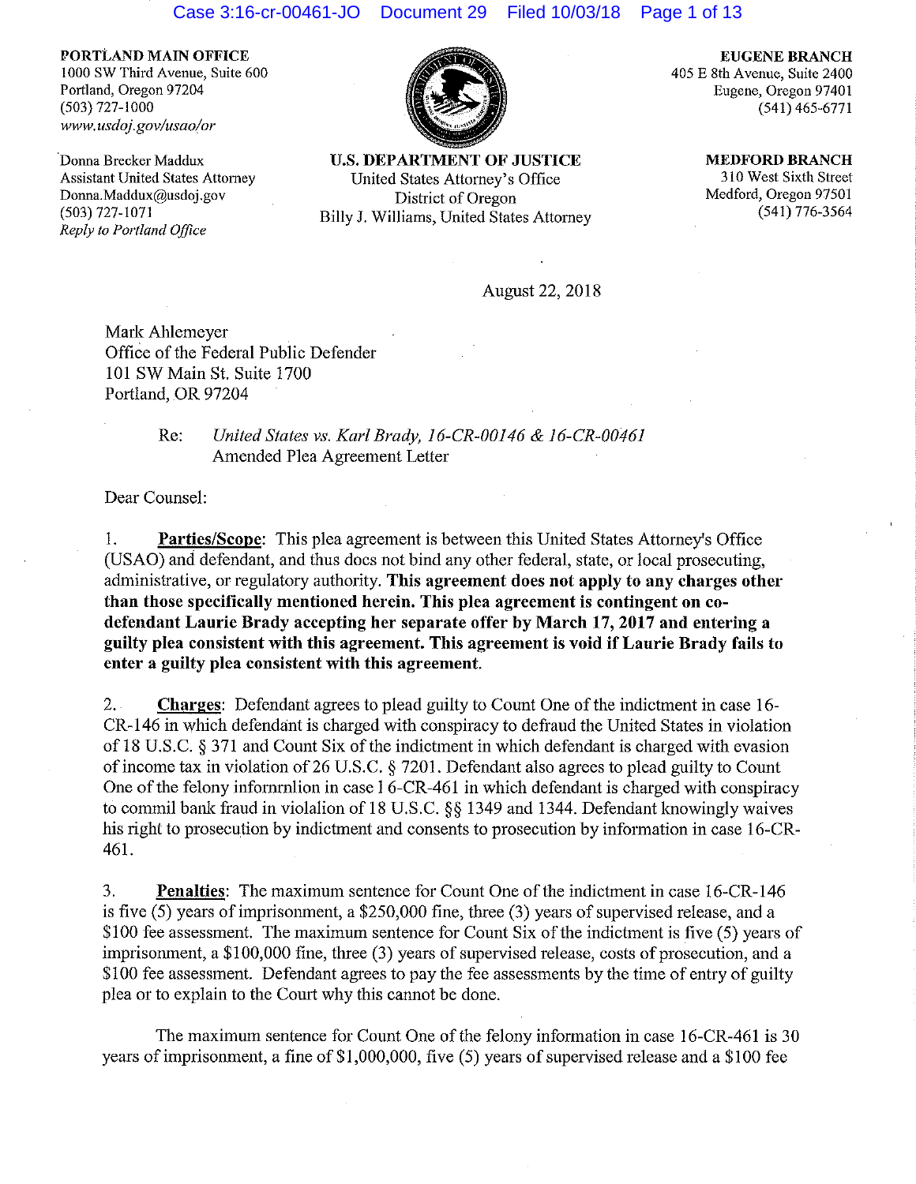**PORTLAND MAIN OFFICE**
1000 SW Third Avenue, Suite 600
Portland, Oregon 97204
(503) 727-1000
*www.usdoj.gov/usao/or*

Donna Brecker Maddux
Assistant United States Attorney
Donna.Maddux@usdoj.gov
(503) 727-1071
*Reply to Portland Office*

**U.S. DEPARTMENT OF JUSTICE**
United States Attorney's Office
District of Oregon
Billy J. Williams, United States Attorney

**EUGENE BRANCH**
405 E 8th Avenue, Suite 2400
Eugene, Oregon 97401
(541) 465-6771

**MEDFORD BRANCH**
310 West Sixth Street
Medford, Oregon 97501
(541) 776-3564

August 22, 2018

Mark Ahlemeyer
Office of the Federal Public Defender
101 SW Main St. Suite 1700
Portland, OR 97204

Re: *United States vs. Karl Brady, 16-CR-00146 & 16-CR-00461*
Amended Plea Agreement Letter

Dear Counsel:

1. **Parties/Scope**: This plea agreement is between this United States Attorney's Office (USAO) and defendant, and thus does not bind any other federal, state, or local prosecuting, administrative, or regulatory authority. **This agreement does not apply to any charges other than those specifically mentioned herein. This plea agreement is contingent on co-defendant Laurie Brady accepting her separate offer by March 17, 2017 and entering a guilty plea consistent with this agreement. This agreement is void if Laurie Brady fails to enter a guilty plea consistent with this agreement.**

2. **Charges**: Defendant agrees to plead guilty to Count One of the indictment in case 16-CR-146 in which defendant is charged with conspiracy to defraud the United States in violation of 18 U.S.C. § 371 and Count Six of the indictment in which defendant is charged with evasion of income tax in violation of 26 U.S.C. § 7201. Defendant also agrees to plead guilty to Count One of the felony informnlion in case 1 6-CR-461 in which defendant is charged with conspiracy to commil bank fraud in violalion of 18 U.S.C. §§ 1349 and 1344. Defendant knowingly waives his right to prosecution by indictment and consents to prosecution by information in case 16-CR-461.

3. **Penalties**: The maximum sentence for Count One of the indictment in case 16-CR-146 is five (5) years of imprisonment, a $250,000 fine, three (3) years of supervised release, and a $100 fee assessment. The maximum sentence for Count Six of the indictment is five (5) years of imprisonment, a $100,000 fine, three (3) years of supervised release, costs of prosecution, and a $100 fee assessment. Defendant agrees to pay the fee assessments by the time of entry of guilty plea or to explain to the Court why this cannot be done.

The maximum sentence for Count One of the felony information in case 16-CR-461 is 30 years of imprisonment, a fine of $1,000,000, five (5) years of supervised release and a $100 fee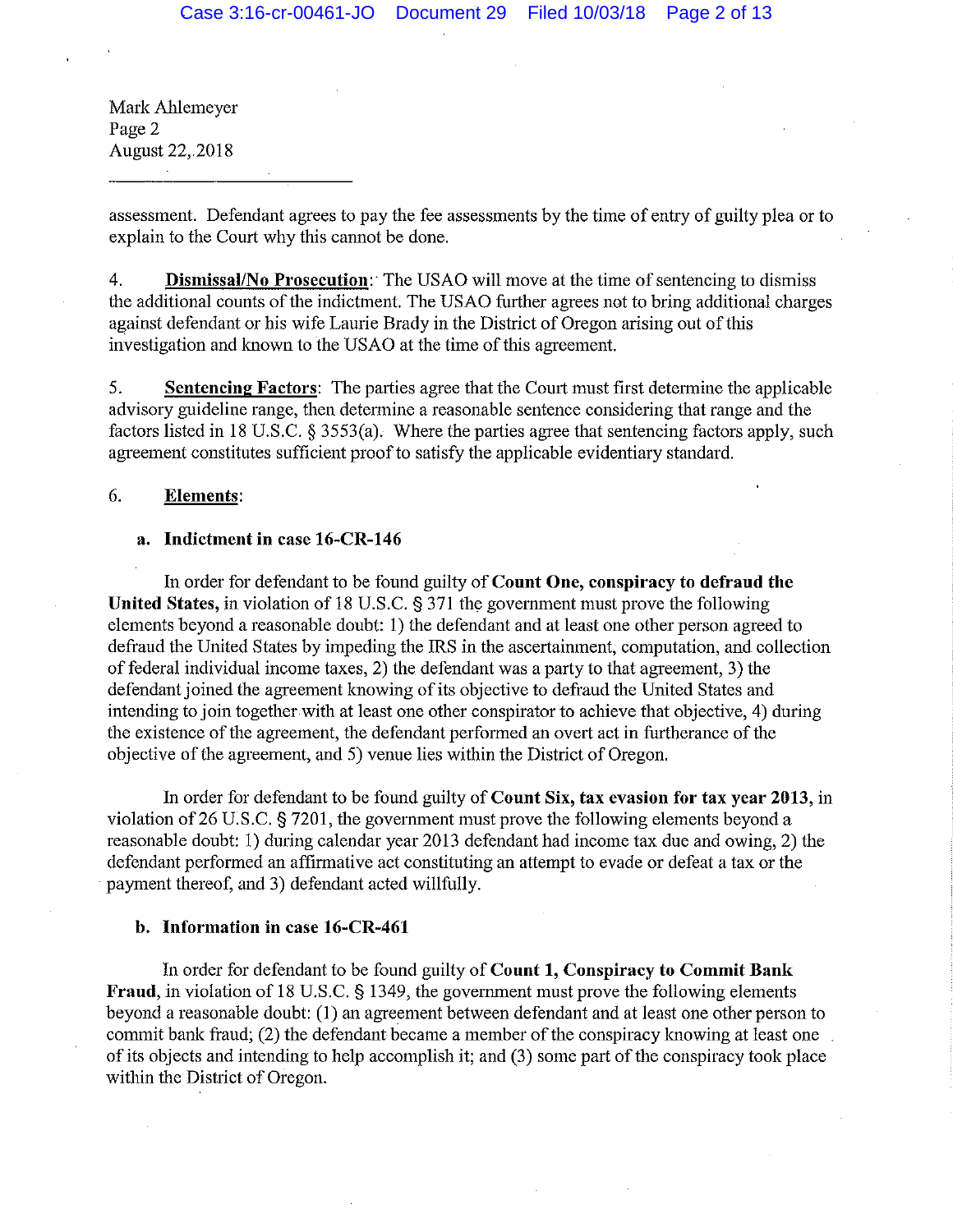Mark Ahlemeyer
Page 2
August 22, 2018

---

assessment. Defendant agrees to pay the fee assessments by the time of entry of guilty plea or to explain to the Court why this cannot be done.

4. **Dismissal/No Prosecution**: The USAO will move at the time of sentencing to dismiss the additional counts of the indictment. The USAO further agrees not to bring additional charges against defendant or his wife Laurie Brady in the District of Oregon arising out of this investigation and known to the USAO at the time of this agreement.

5. **Sentencing Factors**: The parties agree that the Court must first determine the applicable advisory guideline range, then determine a reasonable sentence considering that range and the factors listed in 18 U.S.C. § 3553(a). Where the parties agree that sentencing factors apply, such agreement constitutes sufficient proof to satisfy the applicable evidentiary standard.

6. **Elements**:

**a. Indictment in case 16-CR-146**

In order for defendant to be found guilty of **Count One, conspiracy to defraud the United States,** in violation of 18 U.S.C. § 371 the government must prove the following elements beyond a reasonable doubt: 1) the defendant and at least one other person agreed to defraud the United States by impeding the IRS in the ascertainment, computation, and collection of federal individual income taxes, 2) the defendant was a party to that agreement, 3) the defendant joined the agreement knowing of its objective to defraud the United States and intending to join together with at least one other conspirator to achieve that objective, 4) during the existence of the agreement, the defendant performed an overt act in furtherance of the objective of the agreement, and 5) venue lies within the District of Oregon.

In order for defendant to be found guilty of **Count Six, tax evasion for tax year 2013,** in violation of 26 U.S.C. § 7201, the government must prove the following elements beyond a reasonable doubt: 1) during calendar year 2013 defendant had income tax due and owing, 2) the defendant performed an affirmative act constituting an attempt to evade or defeat a tax or the payment thereof, and 3) defendant acted willfully.

**b. Information in case 16-CR-461**

In order for defendant to be found guilty of **Count 1, Conspiracy to Commit Bank Fraud,** in violation of 18 U.S.C. § 1349, the government must prove the following elements beyond a reasonable doubt: (1) an agreement between defendant and at least one other person to commit bank fraud; (2) the defendant became a member of the conspiracy knowing at least one of its objects and intending to help accomplish it; and (3) some part of the conspiracy took place within the District of Oregon.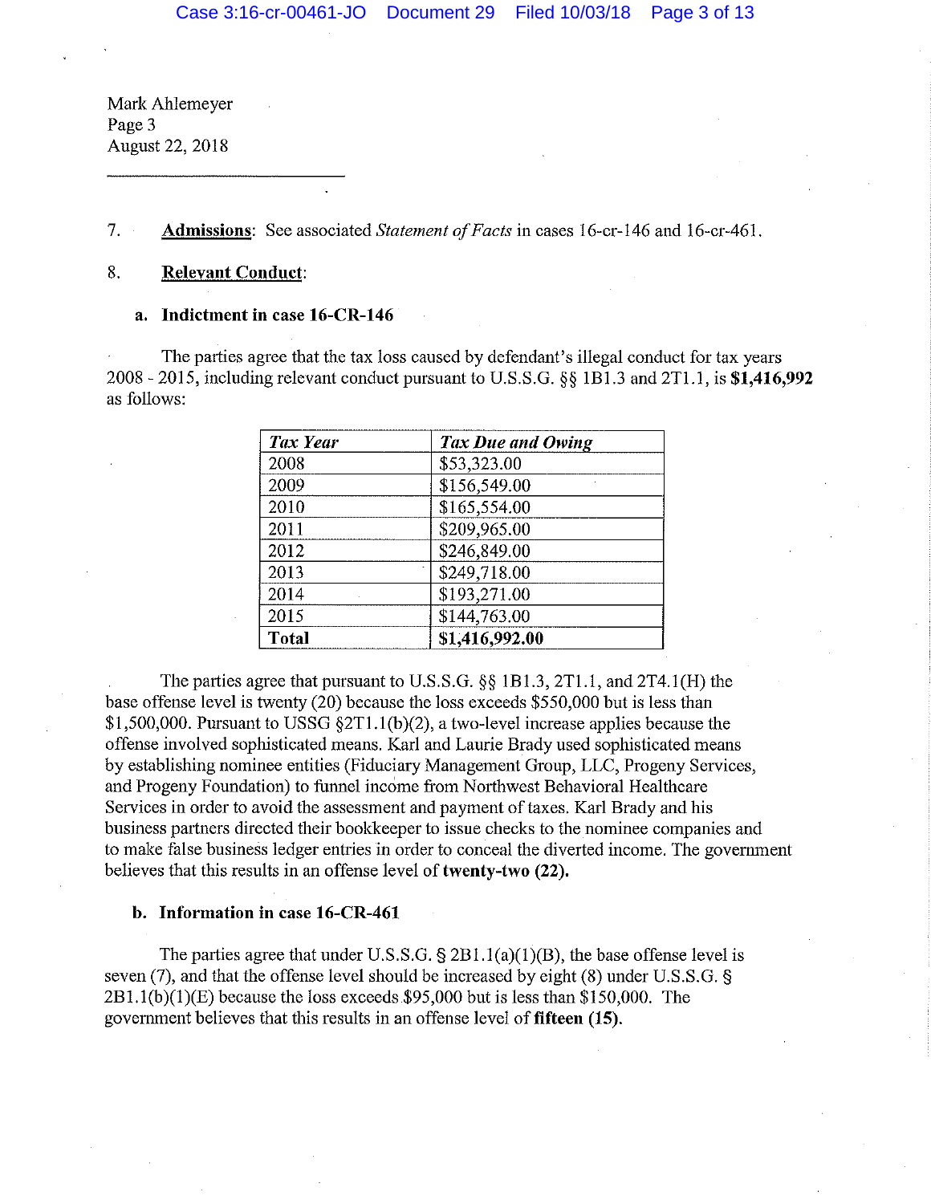Mark Ahlemeyer
Page 3
August 22, 2018

---

7. **Admissions**: See associated *Statement of Facts* in cases 16-cr-146 and 16-cr-461.

8. **Relevant Conduct**:

**a. Indictment in case 16-CR-146**

The parties agree that the tax loss caused by defendant's illegal conduct for tax years 2008 - 2015, including relevant conduct pursuant to U.S.S.G. §§ 1B1.3 and 2T1.1, is **$1,416,992** as follows:

| *Tax Year* | *Tax Due and Owing* |
|---|---|
| 2008 | $53,323.00 |
| 2009 | $156,549.00 |
| 2010 | $165,554.00 |
| 2011 | $209,965.00 |
| 2012 | $246,849.00 |
| 2013 | $249,718.00 |
| 2014 | $193,271.00 |
| 2015 | $144,763.00 |
| **Total** | **$1,416,992.00** |

The parties agree that pursuant to U.S.S.G. §§ 1B1.3, 2T1.1, and 2T4.1(H) the base offense level is twenty (20) because the loss exceeds $550,000 but is less than $1,500,000. Pursuant to USSG §2T1.1(b)(2), a two-level increase applies because the offense involved sophisticated means. Karl and Laurie Brady used sophisticated means by establishing nominee entities (Fiduciary Management Group, LLC, Progeny Services, and Progeny Foundation) to funnel income from Northwest Behavioral Healthcare Services in order to avoid the assessment and payment of taxes. Karl Brady and his business partners directed their bookkeeper to issue checks to the nominee companies and to make false business ledger entries in order to conceal the diverted income. The government believes that this results in an offense level of **twenty-two (22).**

**b. Information in case 16-CR-461**

The parties agree that under U.S.S.G. § 2B1.1(a)(1)(B), the base offense level is seven (7), and that the offense level should be increased by eight (8) under U.S.S.G. § 2B1.1(b)(1)(E) because the loss exceeds $95,000 but is less than $150,000. The government believes that this results in an offense level of **fifteen (15).**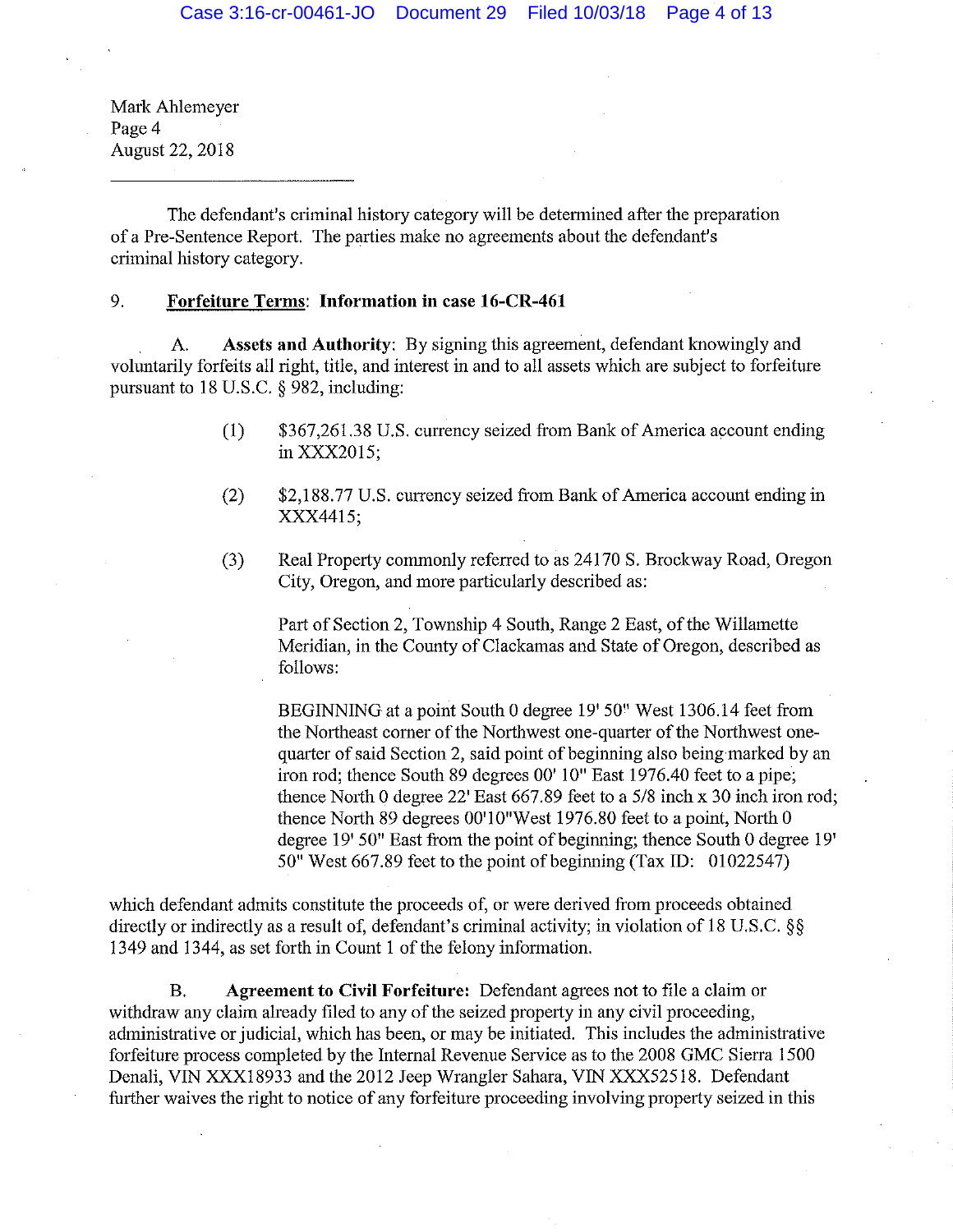Mark Ahlemeyer
Page 4
August 22, 2018

---

The defendant's criminal history category will be determined after the preparation of a Pre-Sentence Report. The parties make no agreements about the defendant's criminal history category.

9. **Forfeiture Terms**: **Information in case 16-CR-461**

A. **Assets and Authority**: By signing this agreement, defendant knowingly and voluntarily forfeits all right, title, and interest in and to all assets which are subject to forfeiture pursuant to 18 U.S.C. § 982, including:

(1) $367,261.38 U.S. currency seized from Bank of America account ending in XXX2015;

(2) $2,188.77 U.S. currency seized from Bank of America account ending in XXX4415;

(3) Real Property commonly referred to as 24170 S. Brockway Road, Oregon City, Oregon, and more particularly described as:

Part of Section 2, Township 4 South, Range 2 East, of the Willamette Meridian, in the County of Clackamas and State of Oregon, described as follows:

BEGINNING at a point South 0 degree 19' 50" West 1306.14 feet from the Northeast corner of the Northwest one-quarter of the Northwest one-quarter of said Section 2, said point of beginning also being marked by an iron rod; thence South 89 degrees 00' 10" East 1976.40 feet to a pipe; thence North 0 degree 22' East 667.89 feet to a 5/8 inch x 30 inch iron rod; thence North 89 degrees 00'10"West 1976.80 feet to a point, North 0 degree 19' 50" East from the point of beginning; thence South 0 degree 19' 50" West 667.89 feet to the point of beginning (Tax ID: 01022547)

which defendant admits constitute the proceeds of, or were derived from proceeds obtained directly or indirectly as a result of, defendant's criminal activity; in violation of 18 U.S.C. §§ 1349 and 1344, as set forth in Count 1 of the felony information.

B. **Agreement to Civil Forfeiture:** Defendant agrees not to file a claim or withdraw any claim already filed to any of the seized property in any civil proceeding, administrative or judicial, which has been, or may be initiated. This includes the administrative forfeiture process completed by the Internal Revenue Service as to the 2008 GMC Sierra 1500 Denali, VIN XXX18933 and the 2012 Jeep Wrangler Sahara, VIN XXX52518. Defendant further waives the right to notice of any forfeiture proceeding involving property seized in this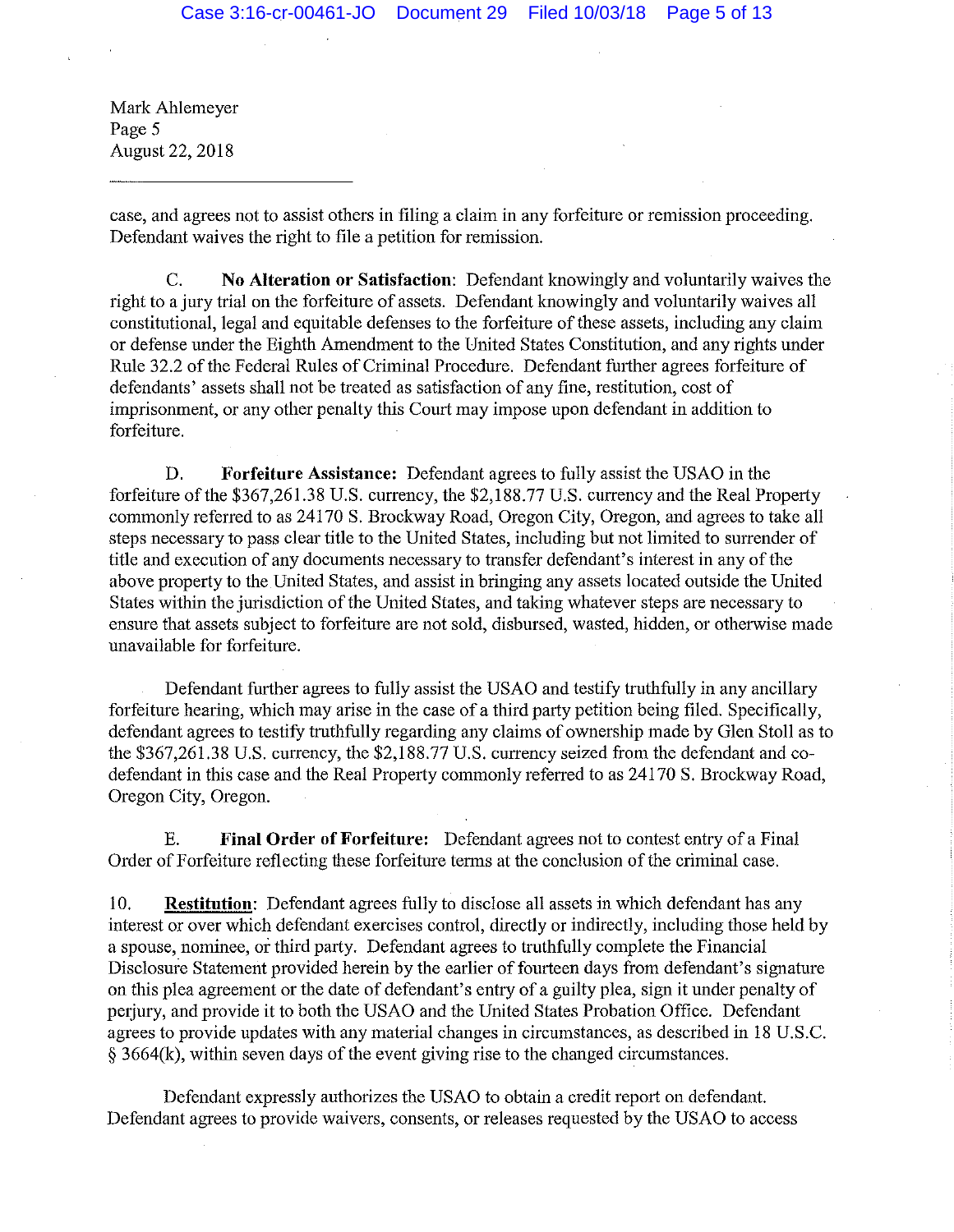Mark Ahlemeyer
Page 5
August 22, 2018

case, and agrees not to assist others in filing a claim in any forfeiture or remission proceeding. Defendant waives the right to file a petition for remission.

C. **No Alteration or Satisfaction**: Defendant knowingly and voluntarily waives the right to a jury trial on the forfeiture of assets. Defendant knowingly and voluntarily waives all constitutional, legal and equitable defenses to the forfeiture of these assets, including any claim or defense under the Eighth Amendment to the United States Constitution, and any rights under Rule 32.2 of the Federal Rules of Criminal Procedure. Defendant further agrees forfeiture of defendants' assets shall not be treated as satisfaction of any fine, restitution, cost of imprisonment, or any other penalty this Court may impose upon defendant in addition to forfeiture.

D. **Forfeiture Assistance:** Defendant agrees to fully assist the USAO in the forfeiture of the $367,261.38 U.S. currency, the $2,188.77 U.S. currency and the Real Property commonly referred to as 24170 S. Brockway Road, Oregon City, Oregon, and agrees to take all steps necessary to pass clear title to the United States, including but not limited to surrender of title and execution of any documents necessary to transfer defendant's interest in any of the above property to the United States, and assist in bringing any assets located outside the United States within the jurisdiction of the United States, and taking whatever steps are necessary to ensure that assets subject to forfeiture are not sold, disbursed, wasted, hidden, or otherwise made unavailable for forfeiture.

Defendant further agrees to fully assist the USAO and testify truthfully in any ancillary forfeiture hearing, which may arise in the case of a third party petition being filed. Specifically, defendant agrees to testify truthfully regarding any claims of ownership made by Glen Stoll as to the $367,261.38 U.S. currency, the $2,188.77 U.S. currency seized from the defendant and co-defendant in this case and the Real Property commonly referred to as 24170 S. Brockway Road, Oregon City, Oregon.

E. **Final Order of Forfeiture:** Defendant agrees not to contest entry of a Final Order of Forfeiture reflecting these forfeiture terms at the conclusion of the criminal case.

10. **Restitution**: Defendant agrees fully to disclose all assets in which defendant has any interest or over which defendant exercises control, directly or indirectly, including those held by a spouse, nominee, or third party. Defendant agrees to truthfully complete the Financial Disclosure Statement provided herein by the earlier of fourteen days from defendant's signature on this plea agreement or the date of defendant's entry of a guilty plea, sign it under penalty of perjury, and provide it to both the USAO and the United States Probation Office. Defendant agrees to provide updates with any material changes in circumstances, as described in 18 U.S.C. § 3664(k), within seven days of the event giving rise to the changed circumstances.

Defendant expressly authorizes the USAO to obtain a credit report on defendant. Defendant agrees to provide waivers, consents, or releases requested by the USAO to access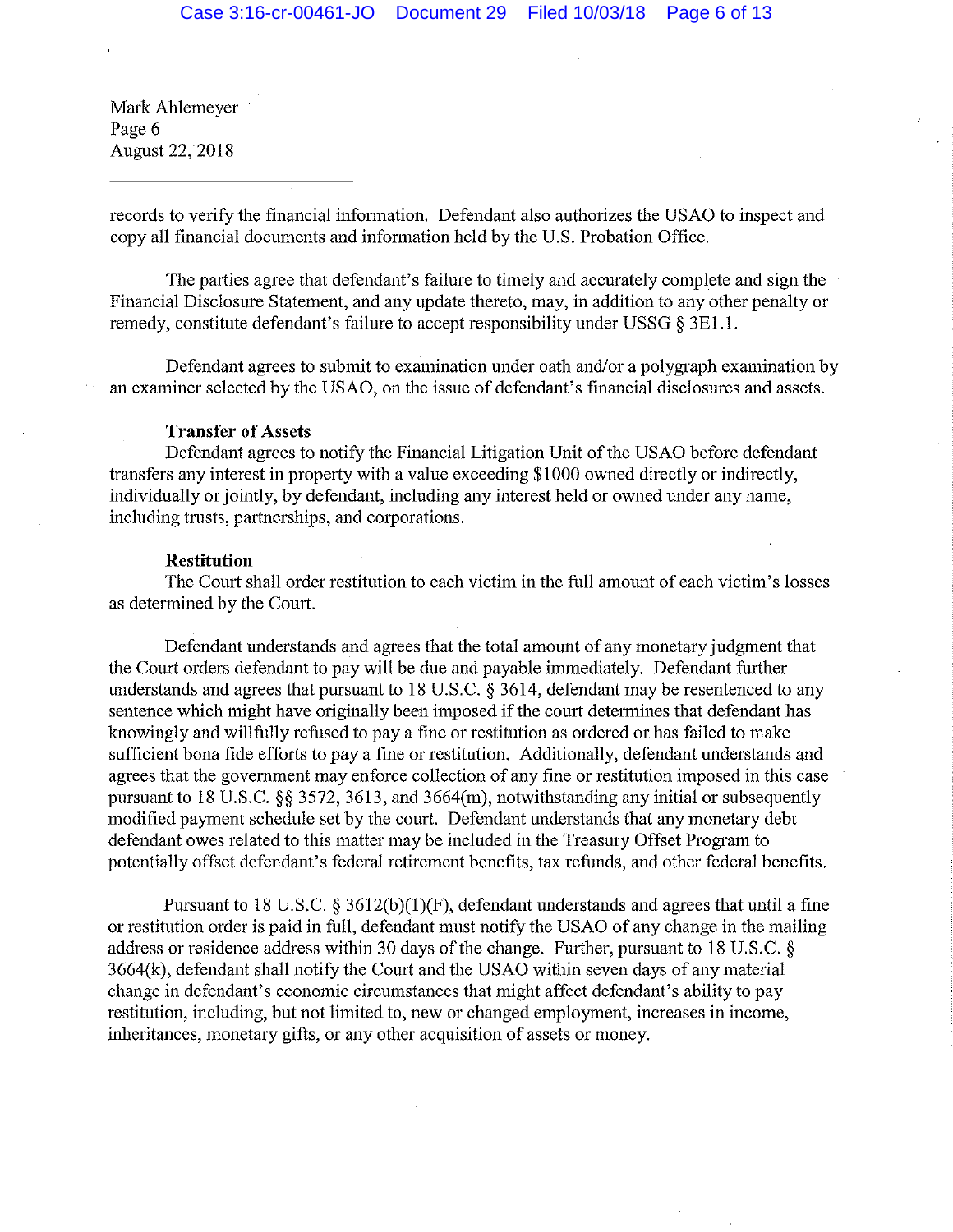Mark Ahlemeyer
Page 6
August 22, 2018

---

records to verify the financial information. Defendant also authorizes the USAO to inspect and copy all financial documents and information held by the U.S. Probation Office.

The parties agree that defendant's failure to timely and accurately complete and sign the Financial Disclosure Statement, and any update thereto, may, in addition to any other penalty or remedy, constitute defendant's failure to accept responsibility under USSG § 3E1.1.

Defendant agrees to submit to examination under oath and/or a polygraph examination by an examiner selected by the USAO, on the issue of defendant's financial disclosures and assets.

**Transfer of Assets**

Defendant agrees to notify the Financial Litigation Unit of the USAO before defendant transfers any interest in property with a value exceeding $1000 owned directly or indirectly, individually or jointly, by defendant, including any interest held or owned under any name, including trusts, partnerships, and corporations.

**Restitution**

The Court shall order restitution to each victim in the full amount of each victim's losses as determined by the Court.

Defendant understands and agrees that the total amount of any monetary judgment that the Court orders defendant to pay will be due and payable immediately. Defendant further understands and agrees that pursuant to 18 U.S.C. § 3614, defendant may be resentenced to any sentence which might have originally been imposed if the court determines that defendant has knowingly and willfully refused to pay a fine or restitution as ordered or has failed to make sufficient bona fide efforts to pay a fine or restitution. Additionally, defendant understands and agrees that the government may enforce collection of any fine or restitution imposed in this case pursuant to 18 U.S.C. §§ 3572, 3613, and 3664(m), notwithstanding any initial or subsequently modified payment schedule set by the court. Defendant understands that any monetary debt defendant owes related to this matter may be included in the Treasury Offset Program to potentially offset defendant's federal retirement benefits, tax refunds, and other federal benefits.

Pursuant to 18 U.S.C. § 3612(b)(1)(F), defendant understands and agrees that until a fine or restitution order is paid in full, defendant must notify the USAO of any change in the mailing address or residence address within 30 days of the change. Further, pursuant to 18 U.S.C. § 3664(k), defendant shall notify the Court and the USAO within seven days of any material change in defendant's economic circumstances that might affect defendant's ability to pay restitution, including, but not limited to, new or changed employment, increases in income, inheritances, monetary gifts, or any other acquisition of assets or money.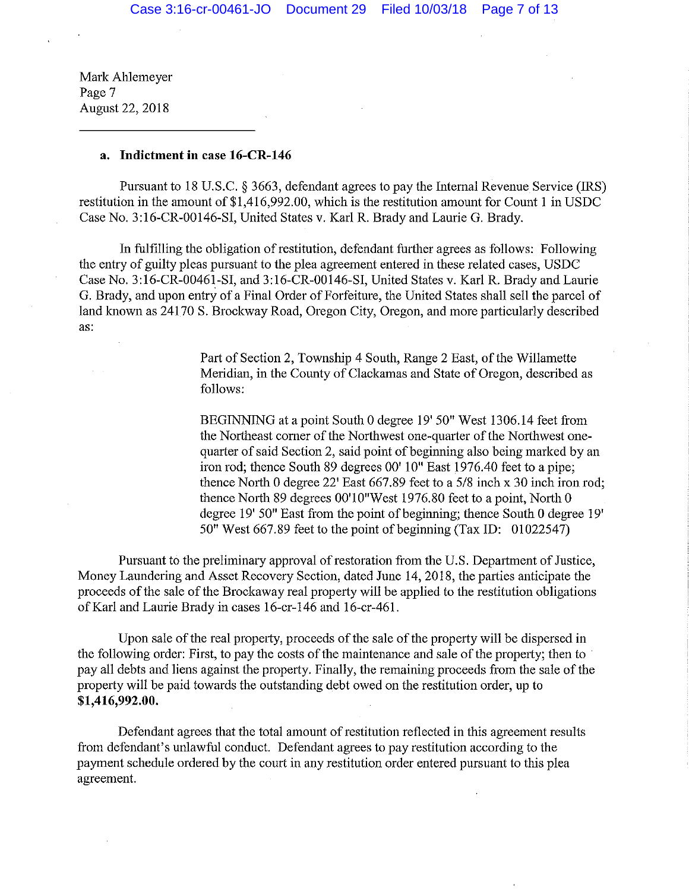Mark Ahlemeyer
Page 7
August 22, 2018

---

**a. Indictment in case 16-CR-146**

Pursuant to 18 U.S.C. § 3663, defendant agrees to pay the Internal Revenue Service (IRS) restitution in the amount of $1,416,992.00, which is the restitution amount for Count 1 in USDC Case No. 3:16-CR-00146-SI, United States v. Karl R. Brady and Laurie G. Brady.

In fulfilling the obligation of restitution, defendant further agrees as follows: Following the entry of guilty pleas pursuant to the plea agreement entered in these related cases, USDC Case No. 3:16-CR-00461-SI, and 3:16-CR-00146-SI, United States v. Karl R. Brady and Laurie G. Brady, and upon entry of a Final Order of Forfeiture, the United States shall sell the parcel of land known as 24170 S. Brockway Road, Oregon City, Oregon, and more particularly described as:

> Part of Section 2, Township 4 South, Range 2 East, of the Willamette Meridian, in the County of Clackamas and State of Oregon, described as follows:
>
> BEGINNING at a point South 0 degree 19' 50" West 1306.14 feet from the Northeast corner of the Northwest one-quarter of the Northwest one-quarter of said Section 2, said point of beginning also being marked by an iron rod; thence South 89 degrees 00' 10" East 1976.40 feet to a pipe; thence North 0 degree 22' East 667.89 feet to a 5/8 inch x 30 inch iron rod; thence North 89 degrees 00'10"West 1976.80 feet to a point, North 0 degree 19' 50" East from the point of beginning; thence South 0 degree 19' 50" West 667.89 feet to the point of beginning (Tax ID: 01022547)

Pursuant to the preliminary approval of restoration from the U.S. Department of Justice, Money Laundering and Asset Recovery Section, dated June 14, 2018, the parties anticipate the proceeds of the sale of the Brockaway real property will be applied to the restitution obligations of Karl and Laurie Brady in cases 16-cr-146 and 16-cr-461.

Upon sale of the real property, proceeds of the sale of the property will be dispersed in the following order: First, to pay the costs of the maintenance and sale of the property; then to pay all debts and liens against the property. Finally, the remaining proceeds from the sale of the property will be paid towards the outstanding debt owed on the restitution order, up to **$1,416,992.00.**

Defendant agrees that the total amount of restitution reflected in this agreement results from defendant's unlawful conduct. Defendant agrees to pay restitution according to the payment schedule ordered by the court in any restitution order entered pursuant to this plea agreement.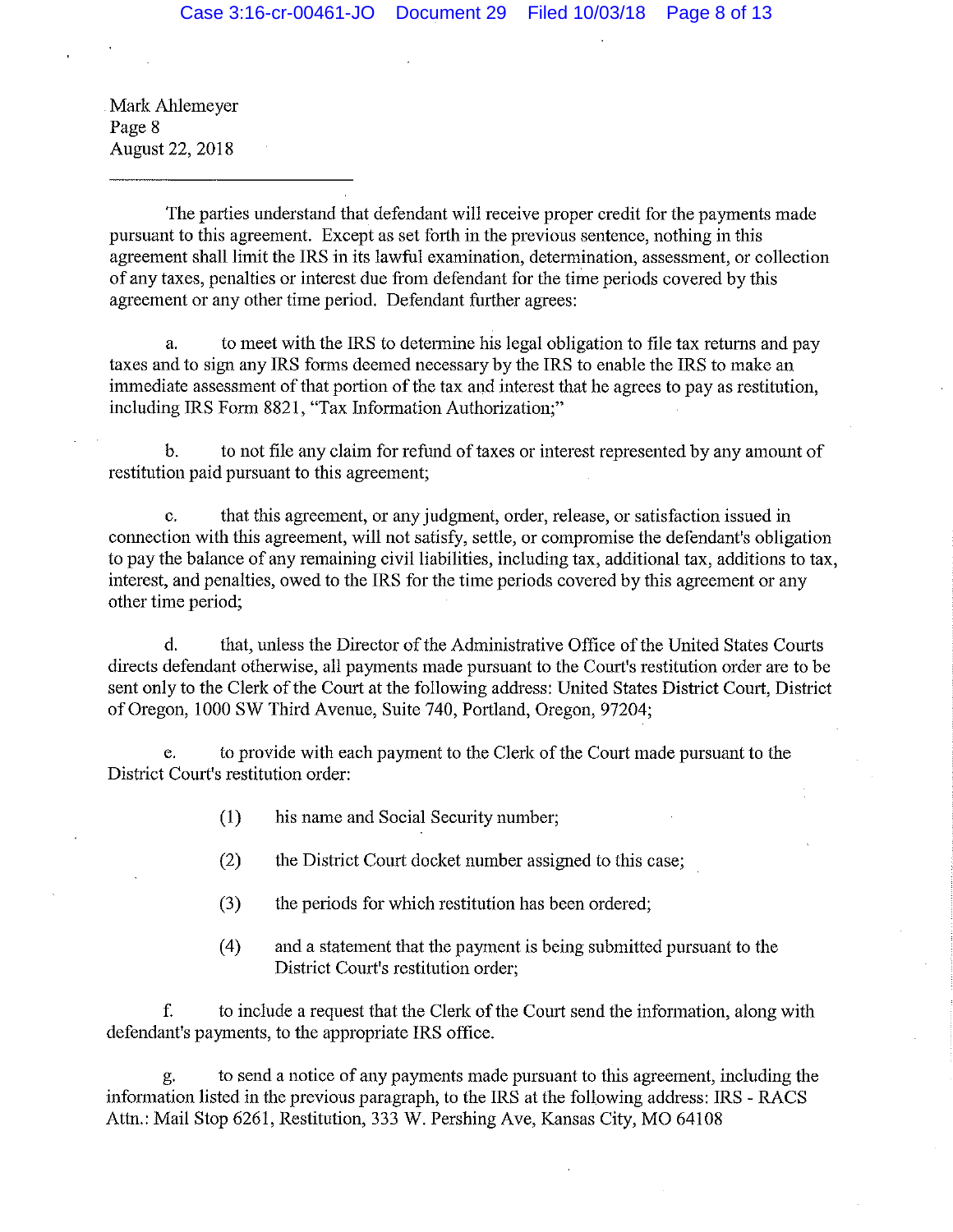Mark Ahlemeyer
Page 8
August 22, 2018

---

The parties understand that defendant will receive proper credit for the payments made pursuant to this agreement. Except as set forth in the previous sentence, nothing in this agreement shall limit the IRS in its lawful examination, determination, assessment, or collection of any taxes, penalties or interest due from defendant for the time periods covered by this agreement or any other time period. Defendant further agrees:

a. to meet with the IRS to determine his legal obligation to file tax returns and pay taxes and to sign any IRS forms deemed necessary by the IRS to enable the IRS to make an immediate assessment of that portion of the tax and interest that he agrees to pay as restitution, including IRS Form 8821, "Tax Information Authorization;"

b. to not file any claim for refund of taxes or interest represented by any amount of restitution paid pursuant to this agreement;

c. that this agreement, or any judgment, order, release, or satisfaction issued in connection with this agreement, will not satisfy, settle, or compromise the defendant's obligation to pay the balance of any remaining civil liabilities, including tax, additional tax, additions to tax, interest, and penalties, owed to the IRS for the time periods covered by this agreement or any other time period;

d. that, unless the Director of the Administrative Office of the United States Courts directs defendant otherwise, all payments made pursuant to the Court's restitution order are to be sent only to the Clerk of the Court at the following address: United States District Court, District of Oregon, 1000 SW Third Avenue, Suite 740, Portland, Oregon, 97204;

e. to provide with each payment to the Clerk of the Court made pursuant to the District Court's restitution order:

(1) his name and Social Security number;

(2) the District Court docket number assigned to this case;

(3) the periods for which restitution has been ordered;

(4) and a statement that the payment is being submitted pursuant to the District Court's restitution order;

f. to include a request that the Clerk of the Court send the information, along with defendant's payments, to the appropriate IRS office.

g. to send a notice of any payments made pursuant to this agreement, including the information listed in the previous paragraph, to the IRS at the following address: IRS - RACS Attn.: Mail Stop 6261, Restitution, 333 W. Pershing Ave, Kansas City, MO 64108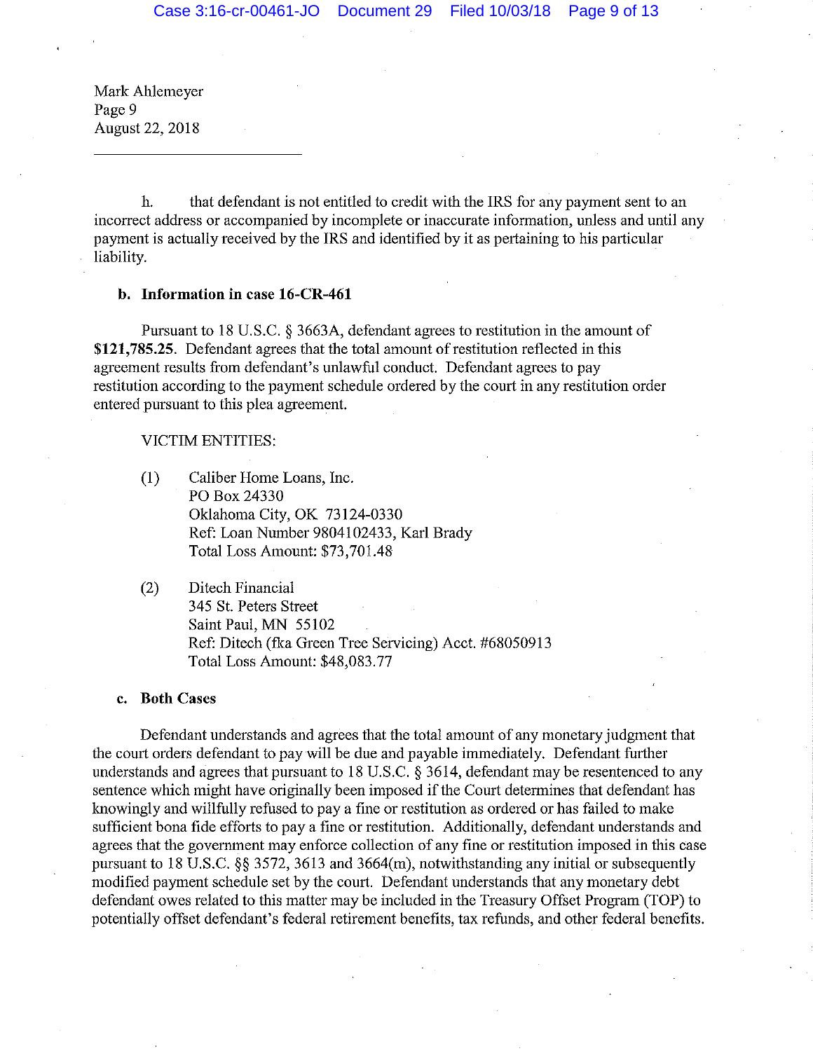Mark Ahlemeyer
Page 9
August 22, 2018

---

h. that defendant is not entitled to credit with the IRS for any payment sent to an incorrect address or accompanied by incomplete or inaccurate information, unless and until any payment is actually received by the IRS and identified by it as pertaining to his particular liability.

**b. Information in case 16-CR-461**

Pursuant to 18 U.S.C. § 3663A, defendant agrees to restitution in the amount of **$121,785.25**. Defendant agrees that the total amount of restitution reflected in this agreement results from defendant's unlawful conduct. Defendant agrees to pay restitution according to the payment schedule ordered by the court in any restitution order entered pursuant to this plea agreement.

VICTIM ENTITIES:

(1) Caliber Home Loans, Inc.
PO Box 24330
Oklahoma City, OK 73124-0330
Ref: Loan Number 9804102433, Karl Brady
Total Loss Amount: $73,701.48

(2) Ditech Financial
345 St. Peters Street
Saint Paul, MN 55102
Ref: Ditech (fka Green Tree Servicing) Acct. #68050913
Total Loss Amount: $48,083.77

**c. Both Cases**

Defendant understands and agrees that the total amount of any monetary judgment that the court orders defendant to pay will be due and payable immediately. Defendant further understands and agrees that pursuant to 18 U.S.C. § 3614, defendant may be resentenced to any sentence which might have originally been imposed if the Court determines that defendant has knowingly and willfully refused to pay a fine or restitution as ordered or has failed to make sufficient bona fide efforts to pay a fine or restitution. Additionally, defendant understands and agrees that the government may enforce collection of any fine or restitution imposed in this case pursuant to 18 U.S.C. §§ 3572, 3613 and 3664(m), notwithstanding any initial or subsequently modified payment schedule set by the court. Defendant understands that any monetary debt defendant owes related to this matter may be included in the Treasury Offset Program (TOP) to potentially offset defendant's federal retirement benefits, tax refunds, and other federal benefits.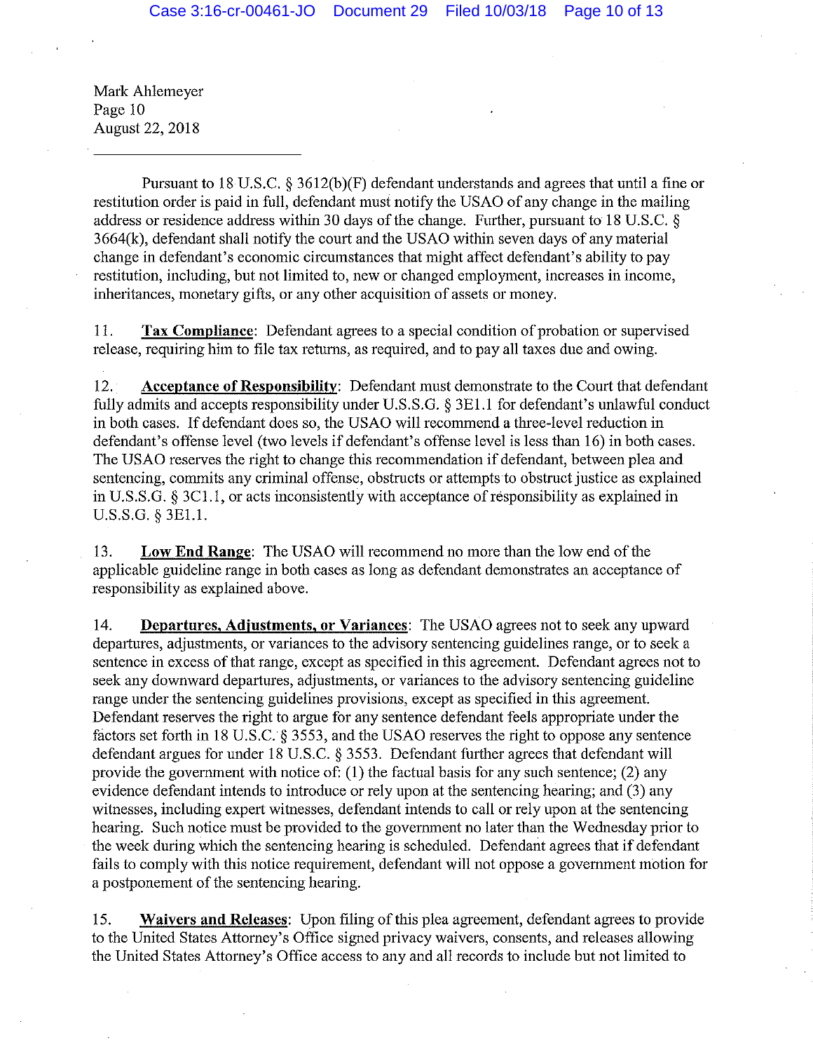Mark Ahlemeyer
Page 10
August 22, 2018

---

Pursuant to 18 U.S.C. § 3612(b)(F) defendant understands and agrees that until a fine or restitution order is paid in full, defendant must notify the USAO of any change in the mailing address or residence address within 30 days of the change. Further, pursuant to 18 U.S.C. § 3664(k), defendant shall notify the court and the USAO within seven days of any material change in defendant's economic circumstances that might affect defendant's ability to pay restitution, including, but not limited to, new or changed employment, increases in income, inheritances, monetary gifts, or any other acquisition of assets or money.

11. **Tax Compliance**: Defendant agrees to a special condition of probation or supervised release, requiring him to file tax returns, as required, and to pay all taxes due and owing.

12. **Acceptance of Responsibility**: Defendant must demonstrate to the Court that defendant fully admits and accepts responsibility under U.S.S.G. § 3E1.1 for defendant's unlawful conduct in both cases. If defendant does so, the USAO will recommend a three-level reduction in defendant's offense level (two levels if defendant's offense level is less than 16) in both cases. The USAO reserves the right to change this recommendation if defendant, between plea and sentencing, commits any criminal offense, obstructs or attempts to obstruct justice as explained in U.S.S.G. § 3C1.1, or acts inconsistently with acceptance of responsibility as explained in U.S.S.G. § 3E1.1.

13. **Low End Range**: The USAO will recommend no more than the low end of the applicable guideline range in both cases as long as defendant demonstrates an acceptance of responsibility as explained above.

14. **Departures, Adjustments, or Variances**: The USAO agrees not to seek any upward departures, adjustments, or variances to the advisory sentencing guidelines range, or to seek a sentence in excess of that range, except as specified in this agreement. Defendant agrees not to seek any downward departures, adjustments, or variances to the advisory sentencing guideline range under the sentencing guidelines provisions, except as specified in this agreement. Defendant reserves the right to argue for any sentence defendant feels appropriate under the factors set forth in 18 U.S.C. § 3553, and the USAO reserves the right to oppose any sentence defendant argues for under 18 U.S.C. § 3553. Defendant further agrees that defendant will provide the government with notice of: (1) the factual basis for any such sentence; (2) any evidence defendant intends to introduce or rely upon at the sentencing hearing; and (3) any witnesses, including expert witnesses, defendant intends to call or rely upon at the sentencing hearing. Such notice must be provided to the government no later than the Wednesday prior to the week during which the sentencing hearing is scheduled. Defendant agrees that if defendant fails to comply with this notice requirement, defendant will not oppose a government motion for a postponement of the sentencing hearing.

15. **Waivers and Releases**: Upon filing of this plea agreement, defendant agrees to provide to the United States Attorney's Office signed privacy waivers, consents, and releases allowing the United States Attorney's Office access to any and all records to include but not limited to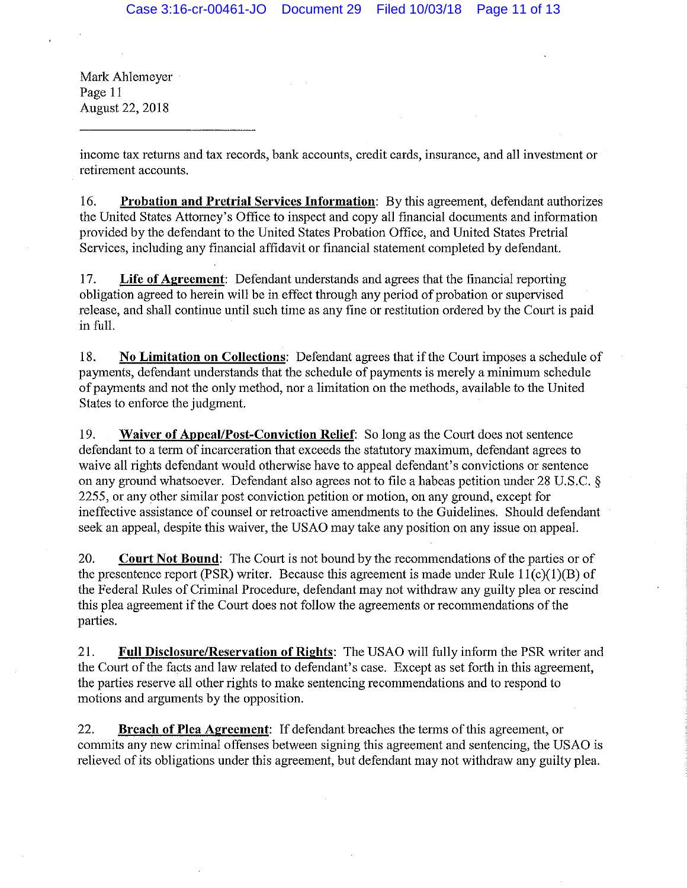Mark Ahlemeyer
Page 11
August 22, 2018

income tax returns and tax records, bank accounts, credit cards, insurance, and all investment or retirement accounts.

16. **Probation and Pretrial Services Information**: By this agreement, defendant authorizes the United States Attorney's Office to inspect and copy all financial documents and information provided by the defendant to the United States Probation Office, and United States Pretrial Services, including any financial affidavit or financial statement completed by defendant.

17. **Life of Agreement**: Defendant understands and agrees that the financial reporting obligation agreed to herein will be in effect through any period of probation or supervised release, and shall continue until such time as any fine or restitution ordered by the Court is paid in full.

18. **No Limitation on Collections**: Defendant agrees that if the Court imposes a schedule of payments, defendant understands that the schedule of payments is merely a minimum schedule of payments and not the only method, nor a limitation on the methods, available to the United States to enforce the judgment.

19. **Waiver of Appeal/Post-Conviction Relief**: So long as the Court does not sentence defendant to a term of incarceration that exceeds the statutory maximum, defendant agrees to waive all rights defendant would otherwise have to appeal defendant's convictions or sentence on any ground whatsoever. Defendant also agrees not to file a habeas petition under 28 U.S.C. § 2255, or any other similar post conviction petition or motion, on any ground, except for ineffective assistance of counsel or retroactive amendments to the Guidelines. Should defendant seek an appeal, despite this waiver, the USAO may take any position on any issue on appeal.

20. **Court Not Bound**: The Court is not bound by the recommendations of the parties or of the presentence report (PSR) writer. Because this agreement is made under Rule 11(c)(1)(B) of the Federal Rules of Criminal Procedure, defendant may not withdraw any guilty plea or rescind this plea agreement if the Court does not follow the agreements or recommendations of the parties.

21. **Full Disclosure/Reservation of Rights**: The USAO will fully inform the PSR writer and the Court of the facts and law related to defendant's case. Except as set forth in this agreement, the parties reserve all other rights to make sentencing recommendations and to respond to motions and arguments by the opposition.

22. **Breach of Plea Agreement**: If defendant breaches the terms of this agreement, or commits any new criminal offenses between signing this agreement and sentencing, the USAO is relieved of its obligations under this agreement, but defendant may not withdraw any guilty plea.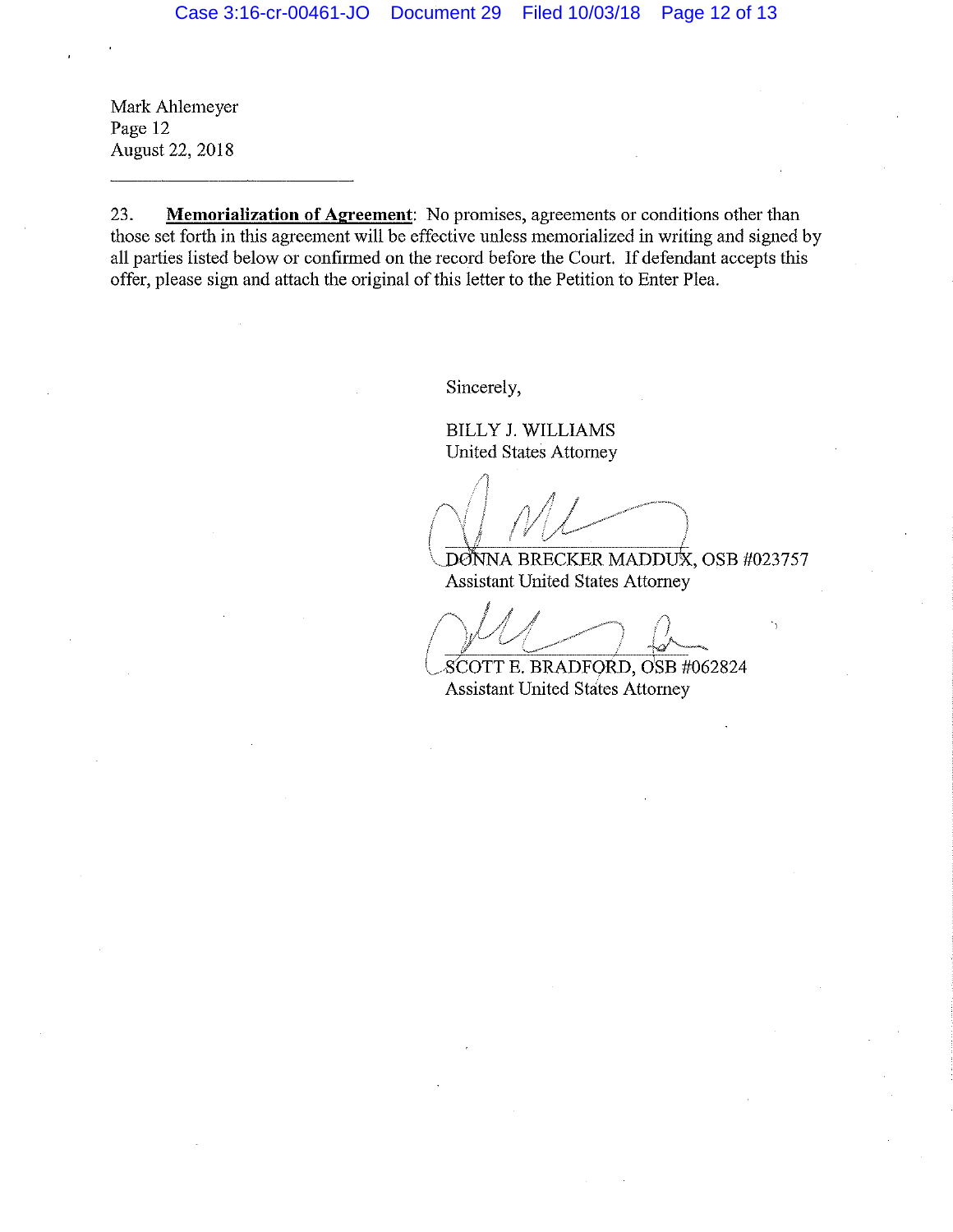Mark Ahlemeyer
Page 12
August 22, 2018

23. **Memorialization of Agreement**: No promises, agreements or conditions other than those set forth in this agreement will be effective unless memorialized in writing and signed by all parties listed below or confirmed on the record before the Court. If defendant accepts this offer, please sign and attach the original of this letter to the Petition to Enter Plea.

Sincerely,

BILLY J. WILLIAMS
United States Attorney

DONNA BRECKER MADDUX, OSB #023757
Assistant United States Attorney

SCOTT E. BRADFORD, OSB #062824
Assistant United States Attorney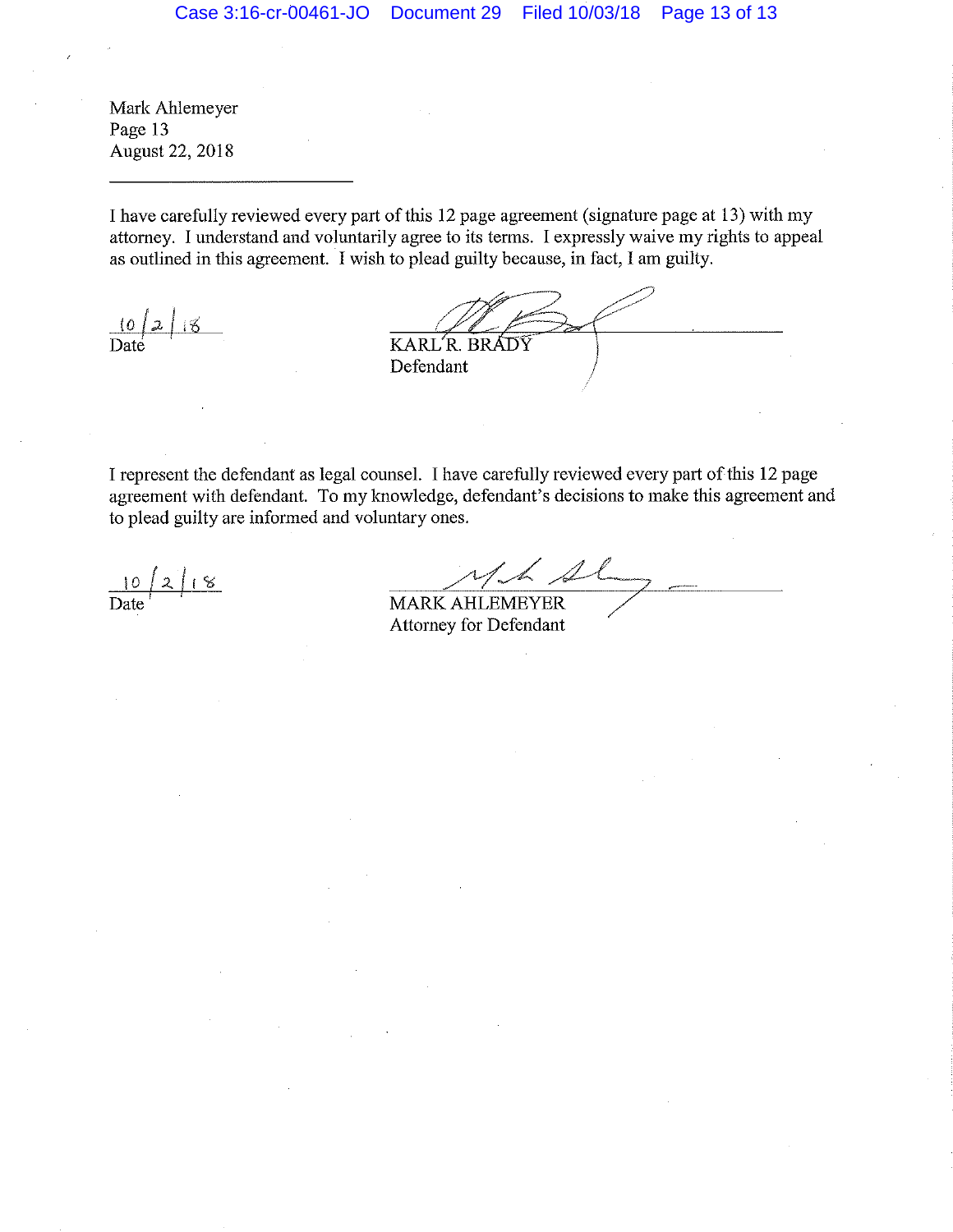Mark Ahlemeyer
Page 13
August 22, 2018

---

I have carefully reviewed every part of this 12 page agreement (signature page at 13) with my attorney. I understand and voluntarily agree to its terms. I expressly waive my rights to appeal as outlined in this agreement. I wish to plead guilty because, in fact, I am guilty.

10/2/18
Date

KARL R. BRADY
Defendant

I represent the defendant as legal counsel. I have carefully reviewed every part of this 12 page agreement with defendant. To my knowledge, defendant's decisions to make this agreement and to plead guilty are informed and voluntary ones.

10/2/18
Date

MARK AHLEMEYER
Attorney for Defendant